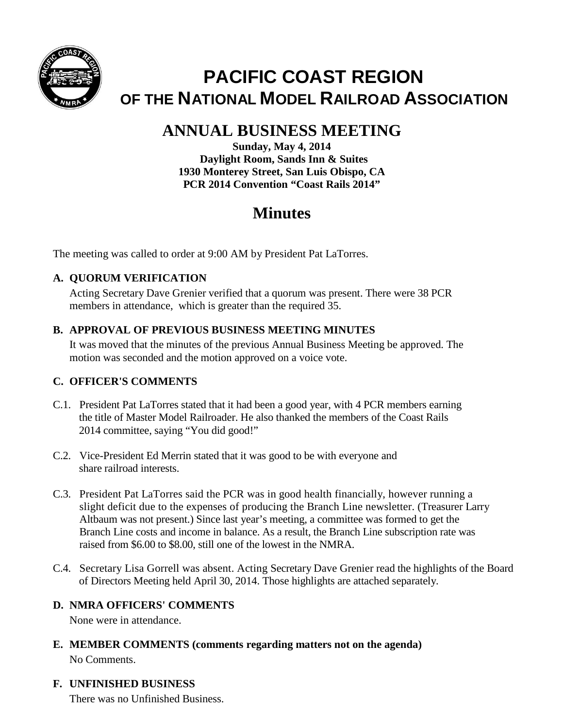# PACIFIC COAST REGION

## OF THE NATIONAL MODEL RAILROAD ASSOCIATION

# ANNUAL BUSINESS MEETING

**Sunday, May 4, 2014**
**Daylight Room, Sands Inn & Suites**
**1930 Monterey Street, San Luis Obispo, CA**
**PCR 2014 Convention "Coast Rails 2014"**

# Minutes

The meeting was called to order at 9:00 AM by President Pat LaTorres.

### A. QUORUM VERIFICATION

Acting Secretary Dave Grenier verified that a quorum was present. There were 38 PCR members in attendance, which is greater than the required 35.

### B. APPROVAL OF PREVIOUS BUSINESS MEETING MINUTES

It was moved that the minutes of the previous Annual Business Meeting be approved. The motion was seconded and the motion approved on a voice vote.

### C. OFFICER'S COMMENTS

C.1. President Pat LaTorres stated that it had been a good year, with 4 PCR members earning the title of Master Model Railroader. He also thanked the members of the Coast Rails 2014 committee, saying "You did good!"

C.2. Vice-President Ed Merrin stated that it was good to be with everyone and share railroad interests.

C.3. President Pat LaTorres said the PCR was in good health financially, however running a slight deficit due to the expenses of producing the Branch Line newsletter. (Treasurer Larry Altbaum was not present.) Since last year's meeting, a committee was formed to get the Branch Line costs and income in balance. As a result, the Branch Line subscription rate was raised from $6.00 to $8.00, still one of the lowest in the NMRA.

C.4. Secretary Lisa Gorrell was absent. Acting Secretary Dave Grenier read the highlights of the Board of Directors Meeting held April 30, 2014. Those highlights are attached separately.

### D. NMRA OFFICERS' COMMENTS

None were in attendance.

### E. MEMBER COMMENTS (comments regarding matters not on the agenda)

No Comments.

### F. UNFINISHED BUSINESS

There was no Unfinished Business.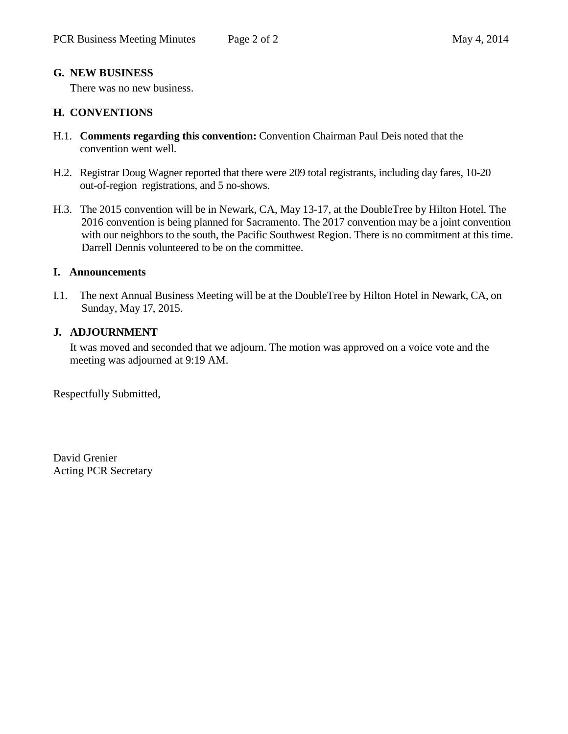## G. NEW BUSINESS

There was no new business.

## H. CONVENTIONS

H.1. **Comments regarding this convention:** Convention Chairman Paul Deis noted that the convention went well.

H.2. Registrar Doug Wagner reported that there were 209 total registrants, including day fares, 10-20 out-of-region registrations, and 5 no-shows.

H.3. The 2015 convention will be in Newark, CA, May 13-17, at the DoubleTree by Hilton Hotel. The 2016 convention is being planned for Sacramento. The 2017 convention may be a joint convention with our neighbors to the south, the Pacific Southwest Region. There is no commitment at this time. Darrell Dennis volunteered to be on the committee.

## I. Announcements

I.1. The next Annual Business Meeting will be at the DoubleTree by Hilton Hotel in Newark, CA, on Sunday, May 17, 2015.

## J. ADJOURNMENT

It was moved and seconded that we adjourn. The motion was approved on a voice vote and the meeting was adjourned at 9:19 AM.

Respectfully Submitted,

David Grenier
Acting PCR Secretary